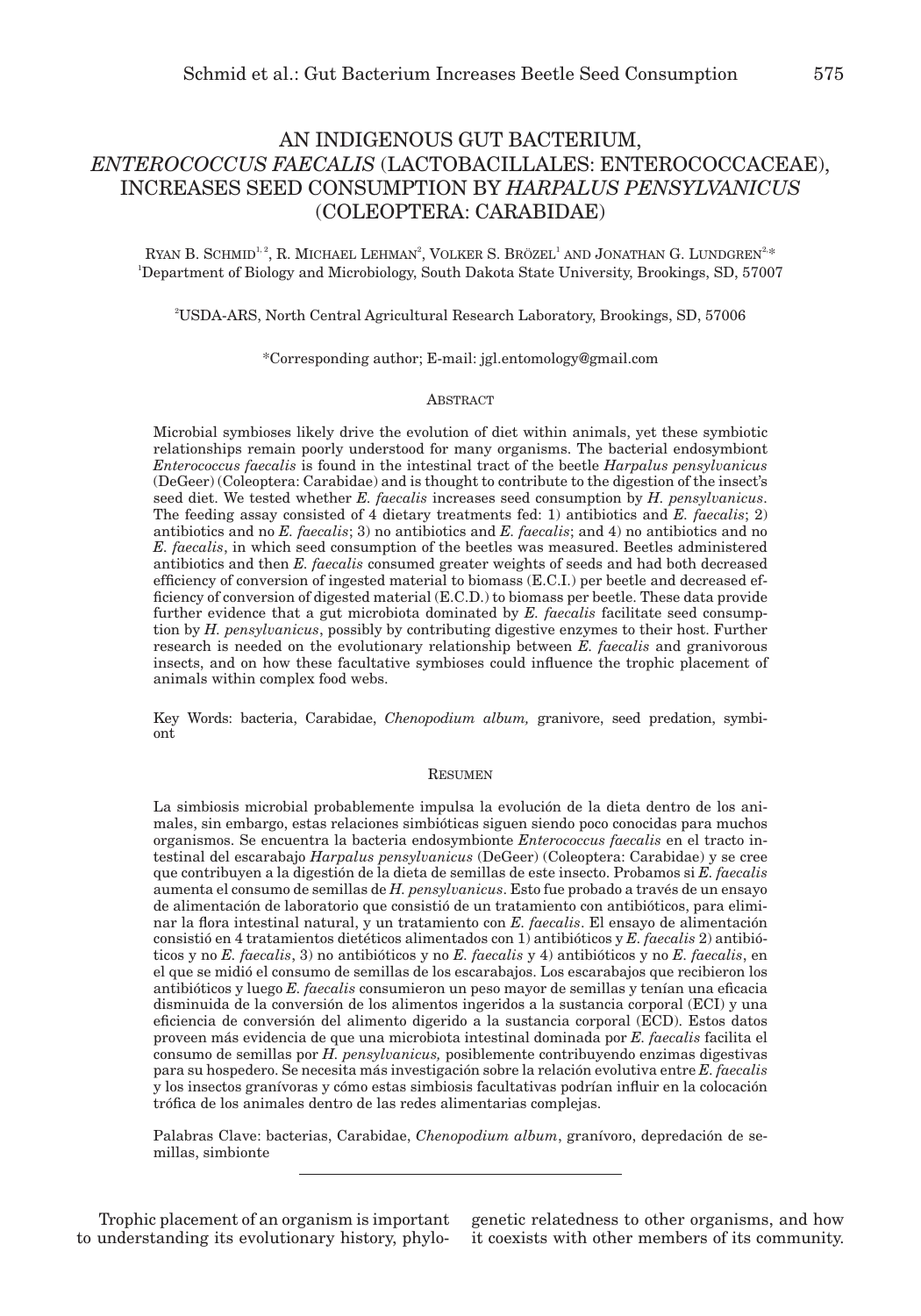# AN INDIGENOUS GUT BACTERIUM, *ENTEROCOCCUS FAECALIS* (LACTOBACILLALES: ENTEROCOCCACEAE), INCREASES SEED CONSUMPTION BY *HARPALUS PENSYLVANICUS* (COLEOPTERA: CARABIDAE)

Ryan B. Schmid[1,2], R. Michael Lehman[2], Volker S. Brözel[1] and Jonathan G. Lundgren[2,*]

[1]Department of Biology and Microbiology, South Dakota State University, Brookings, SD, 57007

[2]USDA-ARS, North Central Agricultural Research Laboratory, Brookings, SD, 57006

*Corresponding author; E-mail: jgl.entomology@gmail.com

## Abstract

Microbial symbioses likely drive the evolution of diet within animals, yet these symbiotic relationships remain poorly understood for many organisms. The bacterial endosymbiont *Enterococcus faecalis* is found in the intestinal tract of the beetle *Harpalus pensylvanicus* (DeGeer) (Coleoptera: Carabidae) and is thought to contribute to the digestion of the insect's seed diet. We tested whether *E. faecalis* increases seed consumption by *H. pensylvanicus*. The feeding assay consisted of 4 dietary treatments fed: 1) antibiotics and *E. faecalis*; 2) antibiotics and no *E. faecalis*; 3) no antibiotics and *E. faecalis*; and 4) no antibiotics and no *E. faecalis*, in which seed consumption of the beetles was measured. Beetles administered antibiotics and then *E. faecalis* consumed greater weights of seeds and had both decreased efficiency of conversion of ingested material to biomass (E.C.I.) per beetle and decreased efficiency of conversion of digested material (E.C.D.) to biomass per beetle. These data provide further evidence that a gut microbiota dominated by *E. faecalis* facilitate seed consumption by *H. pensylvanicus*, possibly by contributing digestive enzymes to their host. Further research is needed on the evolutionary relationship between *E. faecalis* and granivorous insects, and on how these facultative symbioses could influence the trophic placement of animals within complex food webs.

Key Words: bacteria, Carabidae, *Chenopodium album,* granivore, seed predation, symbiont

## Resumen

La simbiosis microbial probablemente impulsa la evolución de la dieta dentro de los animales, sin embargo, estas relaciones simbióticas siguen siendo poco conocidas para muchos organismos. Se encuentra la bacteria endosymbionte *Enterococcus faecalis* en el tracto intestinal del escarabajo *Harpalus pensylvanicus* (DeGeer) (Coleoptera: Carabidae) y se cree que contribuyen a la digestión de la dieta de semillas de este insecto. Probamos si *E. faecalis* aumenta el consumo de semillas de *H. pensylvanicus*. Esto fue probado a través de un ensayo de alimentación de laboratorio que consistió de un tratamiento con antibióticos, para eliminar la flora intestinal natural, y un tratamiento con *E. faecalis*. El ensayo de alimentación consistió en 4 tratamientos dietéticos alimentados con 1) antibióticos y *E. faecalis* 2) antibióticos y no *E. faecalis*, 3) no antibióticos y no *E. faecalis* y 4) antibióticos y no *E. faecalis*, en el que se midió el consumo de semillas de los escarabajos. Los escarabajos que recibieron los antibióticos y luego *E. faecalis* consumieron un peso mayor de semillas y tenían una eficacia disminuida de la conversión de los alimentos ingeridos a la sustancia corporal (ECI) y una eficiencia de conversión del alimento digerido a la sustancia corporal (ECD). Estos datos proveen más evidencia de que una microbiota intestinal dominada por *E. faecalis* facilita el consumo de semillas por *H. pensylvanicus,* posiblemente contribuyendo enzimas digestivas para su hospedero. Se necesita más investigación sobre la relación evolutiva entre *E. faecalis* y los insectos granívoras y cómo estas simbiosis facultativas podrían influir en la colocación trófica de los animales dentro de las redes alimentarias complejas.

Palabras Clave: bacterias, Carabidae, *Chenopodium album*, granívoro, depredación de semillas, simbionte

---

Trophic placement of an organism is important to understanding its evolutionary history, phylogenetic relatedness to other organisms, and how it coexists with other members of its community.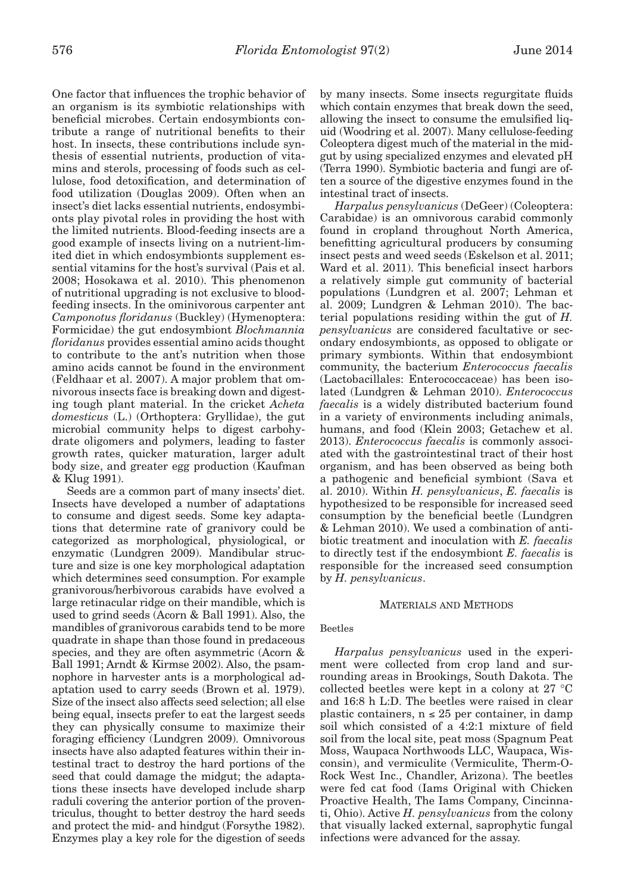One factor that influences the trophic behavior of an organism is its symbiotic relationships with beneficial microbes. Certain endosymbionts contribute a range of nutritional benefits to their host. In insects, these contributions include synthesis of essential nutrients, production of vitamins and sterols, processing of foods such as cellulose, food detoxification, and determination of food utilization (Douglas 2009). Often when an insect's diet lacks essential nutrients, endosymbionts play pivotal roles in providing the host with the limited nutrients. Blood-feeding insects are a good example of insects living on a nutrient-limited diet in which endosymbionts supplement essential vitamins for the host's survival (Pais et al. 2008; Hosokawa et al. 2010). This phenomenon of nutritional upgrading is not exclusive to blood-feeding insects. In the ominivorous carpenter ant *Camponotus floridanus* (Buckley) (Hymenoptera: Formicidae) the gut endosymbiont *Blochmannia floridanus* provides essential amino acids thought to contribute to the ant's nutrition when those amino acids cannot be found in the environment (Feldhaar et al. 2007). A major problem that omnivorous insects face is breaking down and digesting tough plant material. In the cricket *Acheta domesticus* (L.) (Orthoptera: Gryllidae), the gut microbial community helps to digest carbohydrate oligomers and polymers, leading to faster growth rates, quicker maturation, larger adult body size, and greater egg production (Kaufman & Klug 1991).

Seeds are a common part of many insects' diet. Insects have developed a number of adaptations to consume and digest seeds. Some key adaptations that determine rate of granivory could be categorized as morphological, physiological, or enzymatic (Lundgren 2009). Mandibular structure and size is one key morphological adaptation which determines seed consumption. For example granivorous/herbivorous carabids have evolved a large retinacular ridge on their mandible, which is used to grind seeds (Acorn & Ball 1991). Also, the mandibles of granivorous carabids tend to be more quadrate in shape than those found in predaceous species, and they are often asymmetric (Acorn & Ball 1991; Arndt & Kirmse 2002). Also, the psamnophore in harvester ants is a morphological adaptation used to carry seeds (Brown et al. 1979). Size of the insect also affects seed selection; all else being equal, insects prefer to eat the largest seeds they can physically consume to maximize their foraging efficiency (Lundgren 2009). Omnivorous insects have also adapted features within their intestinal tract to destroy the hard portions of the seed that could damage the midgut; the adaptations these insects have developed include sharp raduli covering the anterior portion of the proventriculus, thought to better destroy the hard seeds and protect the mid- and hindgut (Forsythe 1982). Enzymes play a key role for the digestion of seeds by many insects. Some insects regurgitate fluids which contain enzymes that break down the seed, allowing the insect to consume the emulsified liquid (Woodring et al. 2007). Many cellulose-feeding Coleoptera digest much of the material in the midgut by using specialized enzymes and elevated pH (Terra 1990). Symbiotic bacteria and fungi are often a source of the digestive enzymes found in the intestinal tract of insects.

*Harpalus pensylvanicus* (DeGeer) (Coleoptera: Carabidae) is an omnivorous carabid commonly found in cropland throughout North America, benefitting agricultural producers by consuming insect pests and weed seeds (Eskelson et al. 2011; Ward et al. 2011). This beneficial insect harbors a relatively simple gut community of bacterial populations (Lundgren et al. 2007; Lehman et al. 2009; Lundgren & Lehman 2010). The bacterial populations residing within the gut of *H. pensylvanicus* are considered facultative or secondary endosymbionts, as opposed to obligate or primary symbionts. Within that endosymbiont community, the bacterium *Enterococcus faecalis* (Lactobacillales: Enterococcaceae) has been isolated (Lundgren & Lehman 2010). *Enterococcus faecalis* is a widely distributed bacterium found in a variety of environments including animals, humans, and food (Klein 2003; Getachew et al. 2013). *Enterococcus faecalis* is commonly associated with the gastrointestinal tract of their host organism, and has been observed as being both a pathogenic and beneficial symbiont (Sava et al. 2010). Within *H. pensylvanicus*, *E. faecalis* is hypothesized to be responsible for increased seed consumption by the beneficial beetle (Lundgren & Lehman 2010). We used a combination of antibiotic treatment and inoculation with *E. faecalis* to directly test if the endosymbiont *E. faecalis* is responsible for the increased seed consumption by *H. pensylvanicus*.

## Materials and Methods

### Beetles

*Harpalus pensylvanicus* used in the experiment were collected from crop land and surrounding areas in Brookings, South Dakota. The collected beetles were kept in a colony at 27 °C and 16:8 h L:D. The beetles were raised in clear plastic containers, n ≤ 25 per container, in damp soil which consisted of a 4:2:1 mixture of field soil from the local site, peat moss (Spagnum Peat Moss, Waupaca Northwoods LLC, Waupaca, Wisconsin), and vermiculite (Vermiculite, Therm-O-Rock West Inc., Chandler, Arizona). The beetles were fed cat food (Iams Original with Chicken Proactive Health, The Iams Company, Cincinnati, Ohio). Active *H. pensylvanicus* from the colony that visually lacked external, saprophytic fungal infections were advanced for the assay.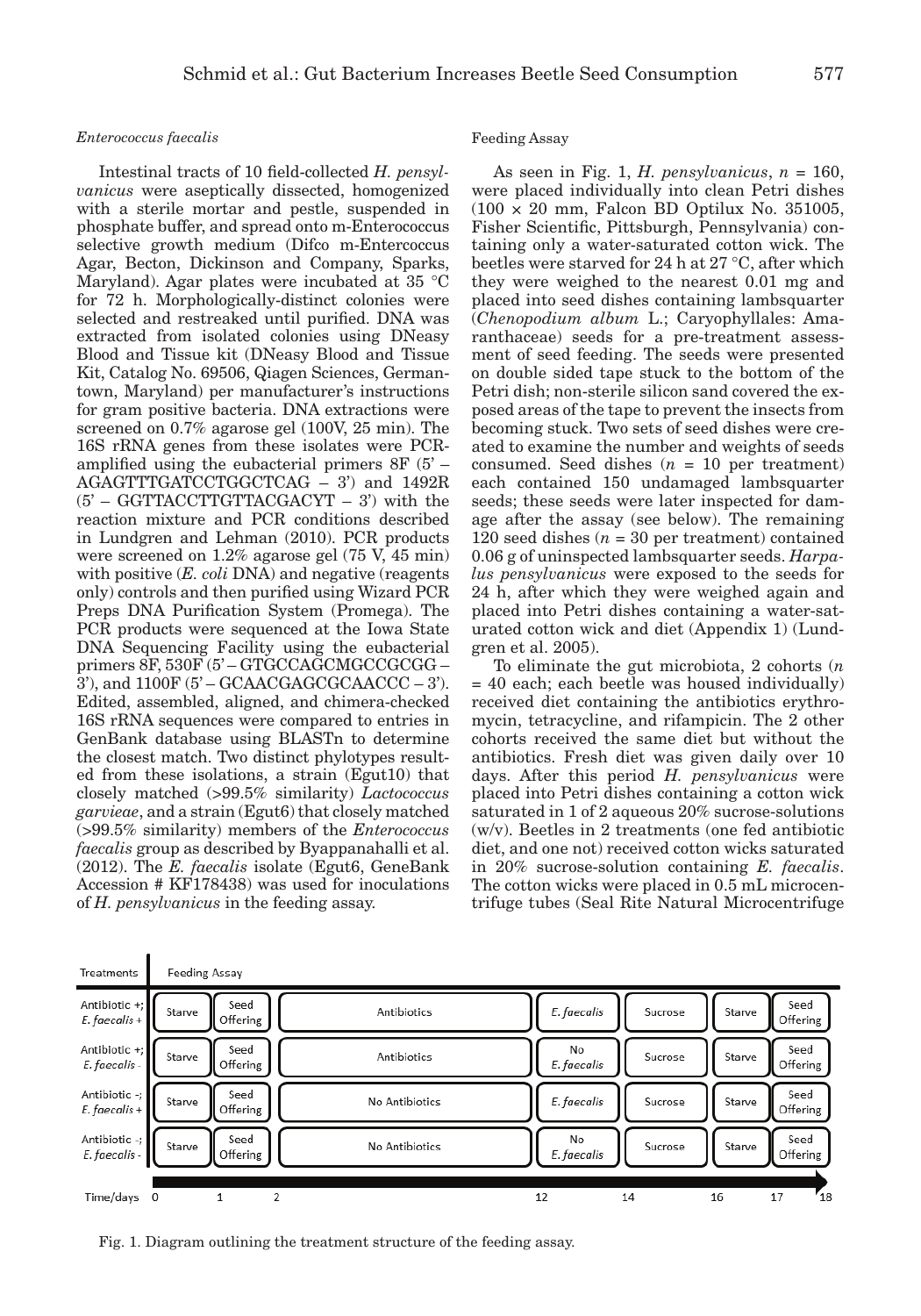### *Enterococcus faecalis*

Intestinal tracts of 10 field-collected *H. pensylvanicus* were aseptically dissected, homogenized with a sterile mortar and pestle, suspended in phosphate buffer, and spread onto m-Enterococcus selective growth medium (Difco m-Entercoccus Agar, Becton, Dickinson and Company, Sparks, Maryland). Agar plates were incubated at 35 °C for 72 h. Morphologically-distinct colonies were selected and restreaked until purified. DNA was extracted from isolated colonies using DNeasy Blood and Tissue kit (DNeasy Blood and Tissue Kit, Catalog No. 69506, Qiagen Sciences, Germantown, Maryland) per manufacturer's instructions for gram positive bacteria. DNA extractions were screened on 0.7% agarose gel (100V, 25 min). The 16S rRNA genes from these isolates were PCR-amplified using the eubacterial primers 8F (5' – AGAGTTTGATCCTGGCTCAG – 3') and 1492R (5' – GGTTACCTTGTTACGACYT – 3') with the reaction mixture and PCR conditions described in Lundgren and Lehman (2010). PCR products were screened on 1.2% agarose gel (75 V, 45 min) with positive (*E. coli* DNA) and negative (reagents only) controls and then purified using Wizard PCR Preps DNA Purification System (Promega). The PCR products were sequenced at the Iowa State DNA Sequencing Facility using the eubacterial primers 8F, 530F (5' – GTGCCAGCMGCCGCGG – 3'), and 1100F (5' – GCAACGAGCGCAACCC – 3'). Edited, assembled, aligned, and chimera-checked 16S rRNA sequences were compared to entries in GenBank database using BLASTn to determine the closest match. Two distinct phylotypes resulted from these isolations, a strain (Egut10) that closely matched (>99.5% similarity) *Lactococcus garvieae*, and a strain (Egut6) that closely matched (>99.5% similarity) members of the *Enterococcus faecalis* group as described by Byappanahalli et al. (2012). The *E. faecalis* isolate (Egut6, GeneBank Accession # KF178438) was used for inoculations of *H. pensylvanicus* in the feeding assay.

### Feeding Assay

As seen in Fig. 1, *H. pensylvanicus*, $n$ = 160, were placed individually into clean Petri dishes (100 × 20 mm, Falcon BD Optilux No. 351005, Fisher Scientific, Pittsburgh, Pennsylvania) containing only a water-saturated cotton wick. The beetles were starved for 24 h at 27 °C, after which they were weighed to the nearest 0.01 mg and placed into seed dishes containing lambsquarter (*Chenopodium album* L.; Caryophyllales: Amaranthaceae) seeds for a pre-treatment assessment of seed feeding. The seeds were presented on double sided tape stuck to the bottom of the Petri dish; non-sterile silicon sand covered the exposed areas of the tape to prevent the insects from becoming stuck. Two sets of seed dishes were created to examine the number and weights of seeds consumed. Seed dishes ($n$ = 10 per treatment) each contained 150 undamaged lambsquarter seeds; these seeds were later inspected for damage after the assay (see below). The remaining 120 seed dishes ($n$ = 30 per treatment) contained 0.06 g of uninspected lambsquarter seeds. *Harpalus pensylvanicus* were exposed to the seeds for 24 h, after which they were weighed again and placed into Petri dishes containing a water-saturated cotton wick and diet (Appendix 1) (Lundgren et al. 2005).

To eliminate the gut microbiota, 2 cohorts ($n$ = 40 each; each beetle was housed individually) received diet containing the antibiotics erythromycin, tetracycline, and rifampicin. The 2 other cohorts received the same diet but without the antibiotics. Fresh diet was given daily over 10 days. After this period *H. pensylvanicus* were placed into Petri dishes containing a cotton wick saturated in 1 of 2 aqueous 20% sucrose-solutions (w/v). Beetles in 2 treatments (one fed antibiotic diet, and one not) received cotton wicks saturated in 20% sucrose-solution containing *E. faecalis*. The cotton wicks were placed in 0.5 mL microcentrifuge tubes (Seal Rite Natural Microcentrifuge

| Treatments | Feeding Assay | | | | | | |
|---|---|---|---|---|---|---|---|
| Antibiotic +; *E. faecalis* + | Starve | Seed Offering | Antibiotics | *E. faecalis* | Sucrose | Starve | Seed Offering |
| Antibiotic +; *E. faecalis* - | Starve | Seed Offering | Antibiotics | No *E. faecalis* | Sucrose | Starve | Seed Offering |
| Antibiotic -; *E. faecalis* + | Starve | Seed Offering | No Antibiotics | *E. faecalis* | Sucrose | Starve | Seed Offering |
| Antibiotic -; *E. faecalis* - | Starve | Seed Offering | No Antibiotics | No *E. faecalis* | Sucrose | Starve | Seed Offering |
| Time/days | 0–1 | 1–2 | 2–12 | 12–14 | 14–16 | 16–17 | 17–18 |

Fig. 1. Diagram outlining the treatment structure of the feeding assay.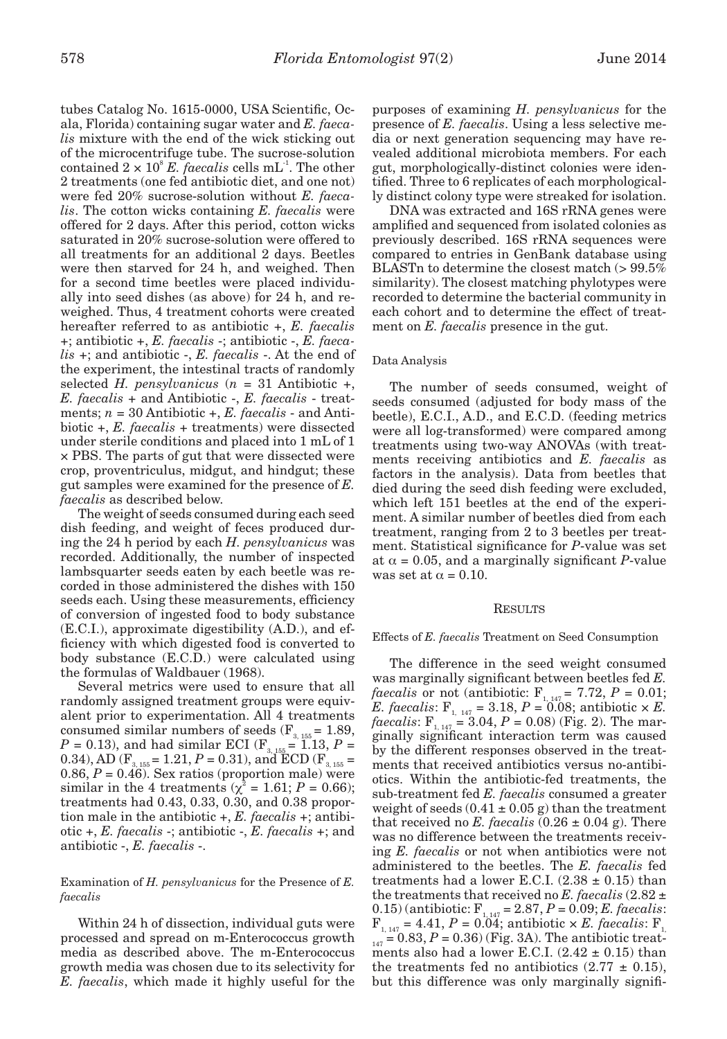tubes Catalog No. 1615-0000, USA Scientific, Ocala, Florida) containing sugar water and *E. faecalis* mixture with the end of the wick sticking out of the microcentrifuge tube. The sucrose-solution contained $2 \times 10^8$ *E. faecalis* cells $mL^{-1}$. The other 2 treatments (one fed antibiotic diet, and one not) were fed 20% sucrose-solution without *E. faecalis*. The cotton wicks containing *E. faecalis* were offered for 2 days. After this period, cotton wicks saturated in 20% sucrose-solution were offered to all treatments for an additional 2 days. Beetles were then starved for 24 h, and weighed. Then for a second time beetles were placed individually into seed dishes (as above) for 24 h, and reweighed. Thus, 4 treatment cohorts were created hereafter referred to as antibiotic +, *E. faecalis* +; antibiotic +, *E. faecalis* -; antibiotic -, *E. faecalis* +; and antibiotic -, *E. faecalis* -. At the end of the experiment, the intestinal tracts of randomly selected *H. pensylvanicus* ($n$ = 31 Antibiotic +, *E. faecalis* + and Antibiotic -, *E. faecalis* - treatments; $n$ = 30 Antibiotic +, *E. faecalis* - and Antibiotic +, *E. faecalis* + treatments) were dissected under sterile conditions and placed into 1 mL of 1 × PBS. The parts of gut that were dissected were crop, proventriculus, midgut, and hindgut; these gut samples were examined for the presence of *E. faecalis* as described below.

The weight of seeds consumed during each seed dish feeding, and weight of feces produced during the 24 h period by each *H. pensylvanicus* was recorded. Additionally, the number of inspected lambsquarter seeds eaten by each beetle was recorded in those administered the dishes with 150 seeds each. Using these measurements, efficiency of conversion of ingested food to body substance (E.C.I.), approximate digestibility (A.D.), and efficiency with which digested food is converted to body substance (E.C.D.) were calculated using the formulas of Waldbauer (1968).

Several metrics were used to ensure that all randomly assigned treatment groups were equivalent prior to experimentation. All 4 treatments consumed similar numbers of seeds ($F_{3, 155}$ = 1.89, $P$ = 0.13), and had similar ECI ($F_{3, 155}$ = 1.13, $P$ = 0.34), AD ($F_{3, 155}$ = 1.21, $P$ = 0.31), and ECD ($F_{3, 155}$ = 0.86, $P$ = 0.46). Sex ratios (proportion male) were similar in the 4 treatments ($\chi^2$ = 1.61; $P$ = 0.66); treatments had 0.43, 0.33, 0.30, and 0.38 proportion male in the antibiotic +, *E. faecalis* +; antibiotic +, *E. faecalis* -; antibiotic -, *E. faecalis* +; and antibiotic -, *E. faecalis* -.

### Examination of *H. pensylvanicus* for the Presence of *E. faecalis*

Within 24 h of dissection, individual guts were processed and spread on m-Enterococcus growth media as described above. The m-Enterococcus growth media was chosen due to its selectivity for *E. faecalis*, which made it highly useful for the purposes of examining *H. pensylvanicus* for the presence of *E. faecalis*. Using a less selective media or next generation sequencing may have revealed additional microbiota members. For each gut, morphologically-distinct colonies were identified. Three to 6 replicates of each morphologically distinct colony type were streaked for isolation.

DNA was extracted and 16S rRNA genes were amplified and sequenced from isolated colonies as previously described. 16S rRNA sequences were compared to entries in GenBank database using BLASTn to determine the closest match (> 99.5% similarity). The closest matching phylotypes were recorded to determine the bacterial community in each cohort and to determine the effect of treatment on *E. faecalis* presence in the gut.

### Data Analysis

The number of seeds consumed, weight of seeds consumed (adjusted for body mass of the beetle), E.C.I., A.D., and E.C.D. (feeding metrics were all log-transformed) were compared among treatments using two-way ANOVAs (with treatments receiving antibiotics and *E. faecalis* as factors in the analysis). Data from beetles that died during the seed dish feeding were excluded, which left 151 beetles at the end of the experiment. A similar number of beetles died from each treatment, ranging from 2 to 3 beetles per treatment. Statistical significance for $P$-value was set at $\alpha$ = 0.05, and a marginally significant $P$-value was set at $\alpha$ = 0.10.

## Results

### Effects of *E. faecalis* Treatment on Seed Consumption

The difference in the seed weight consumed was marginally significant between beetles fed *E. faecalis* or not (antibiotic: $F_{1, 147}$ = 7.72, $P$ = 0.01; *E. faecalis*: $F_{1, 147}$ = 3.18, $P$ = 0.08; antibiotic × *E. faecalis*: $F_{1, 147}$ = 3.04, $P$ = 0.08) (Fig. 2). The marginally significant interaction term was caused by the different responses observed in the treatments that received antibiotics versus no-antibiotics. Within the antibiotic-fed treatments, the sub-treatment fed *E. faecalis* consumed a greater weight of seeds (0.41 ± 0.05 g) than the treatment that received no *E. faecalis* (0.26 ± 0.04 g). There was no difference between the treatments receiving *E. faecalis* or not when antibiotics were not administered to the beetles. The *E. faecalis* fed treatments had a lower E.C.I. (2.38 ± 0.15) than the treatments that received no *E. faecalis* (2.82 ± 0.15) (antibiotic: $F_{1, 147}$ = 2.87, $P$ = 0.09; *E. faecalis*: $F_{1, 147}$ = 4.41, $P$ = 0.04; antibiotic × *E. faecalis*: $F_{1, 147}$ = 0.83, $P$ = 0.36) (Fig. 3A). The antibiotic treatments also had a lower E.C.I. (2.42 ± 0.15) than the treatments fed no antibiotics (2.77 ± 0.15), but this difference was only marginally signifi-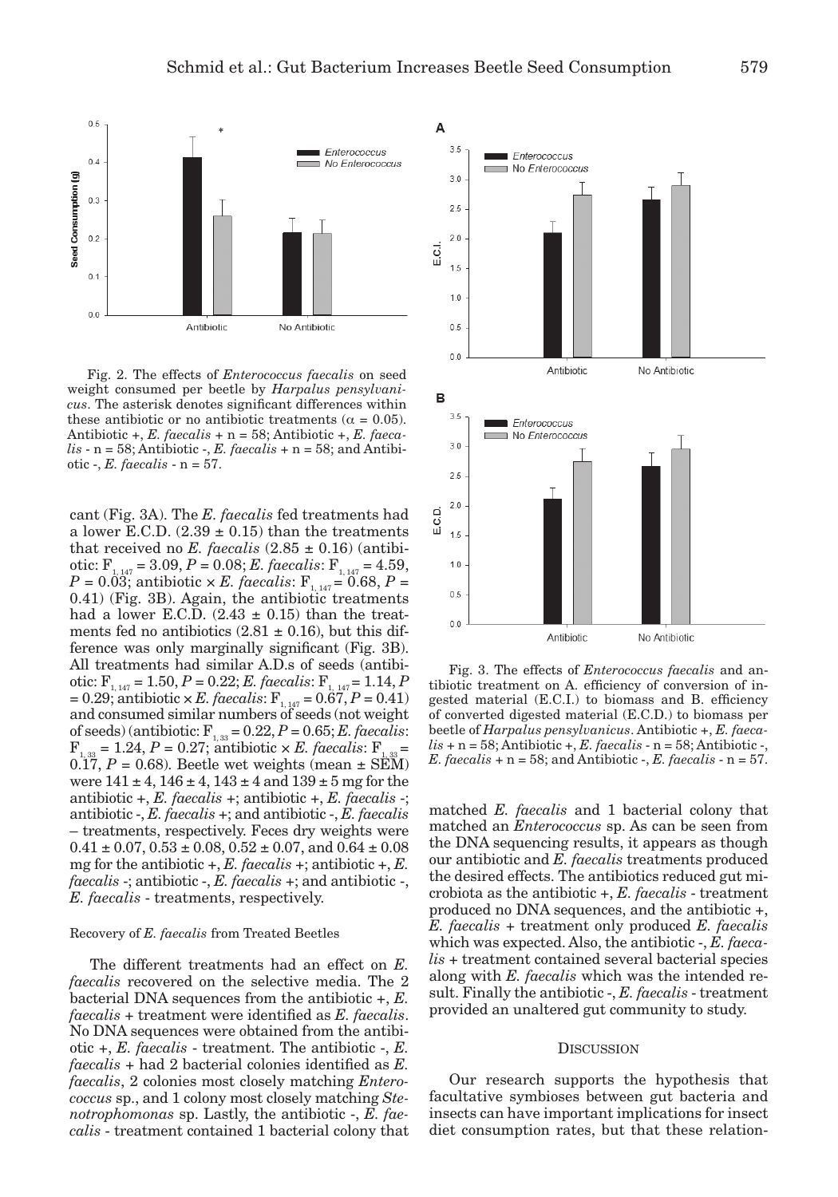Fig. 2. The effects of *Enterococcus faecalis* on seed weight consumed per beetle by *Harpalus pensylvanicus*. The asterisk denotes significant differences within these antibiotic or no antibiotic treatments ($\alpha = 0.05$). Antibiotic +, *E. faecalis* + n = 58; Antibiotic +, *E. faecalis* - n = 58; Antibiotic -, *E. faecalis* + n = 58; and Antibiotic -, *E. faecalis* - n = 57.

cant (Fig. 3A). The *E. faecalis* fed treatments had a lower E.C.D. (2.39 ± 0.15) than the treatments that received no *E. faecalis* (2.85 ± 0.16) (antibiotic: $F_{1,147} = 3.09$, $P = 0.08$; *E. faecalis*: $F_{1,147} = 4.59$, $P = 0.03$; antibiotic × *E. faecalis*: $F_{1,147} = 0.68$, $P = 0.41$) (Fig. 3B). Again, the antibiotic treatments had a lower E.C.D. (2.43 ± 0.15) than the treatments fed no antibiotics (2.81 ± 0.16), but this difference was only marginally significant (Fig. 3B). All treatments had similar A.D.s of seeds (antibiotic: $F_{1,147} = 1.50$, $P = 0.22$; *E. faecalis*: $F_{1,147} = 1.14$, $P = 0.29$; antibiotic × *E. faecalis*: $F_{1,147} = 0.67$, $P = 0.41$) and consumed similar numbers of seeds (not weight of seeds) (antibiotic: $F_{1,33} = 0.22$, $P = 0.65$; *E. faecalis*: $F_{1,33} = 1.24$, $P = 0.27$; antibiotic × *E. faecalis*: $F_{1,33} = 0.17$, $P = 0.68$). Beetle wet weights (mean ± SEM) were 141 ± 4, 146 ± 4, 143 ± 4 and 139 ± 5 mg for the antibiotic +, *E. faecalis* +; antibiotic +, *E. faecalis* -; antibiotic -, *E. faecalis* +; and antibiotic -, *E. faecalis* – treatments, respectively. Feces dry weights were 0.41 ± 0.07, 0.53 ± 0.08, 0.52 ± 0.07, and 0.64 ± 0.08 mg for the antibiotic +, *E. faecalis* +; antibiotic +, *E. faecalis* -; antibiotic -, *E. faecalis* +; and antibiotic -, *E. faecalis* - treatments, respectively.

### Recovery of *E. faecalis* from Treated Beetles

The different treatments had an effect on *E. faecalis* recovered on the selective media. The 2 bacterial DNA sequences from the antibiotic +, *E. faecalis* + treatment were identified as *E. faecalis*. No DNA sequences were obtained from the antibiotic +, *E. faecalis* - treatment. The antibiotic -, *E. faecalis* + had 2 bacterial colonies identified as *E. faecalis*, 2 colonies most closely matching *Enterococcus* sp., and 1 colony most closely matching *Stenotrophomonas* sp. Lastly, the antibiotic -, *E. faecalis* - treatment contained 1 bacterial colony that matched *E. faecalis* and 1 bacterial colony that matched an *Enterococcus* sp. As can be seen from the DNA sequencing results, it appears as though our antibiotic and *E. faecalis* treatments produced the desired effects. The antibiotics reduced gut microbiota as the antibiotic +, *E. faecalis* - treatment produced no DNA sequences, and the antibiotic +, *E. faecalis* + treatment only produced *E. faecalis* which was expected. Also, the antibiotic -, *E. faecalis* + treatment contained several bacterial species along with *E. faecalis* which was the intended result. Finally the antibiotic -, *E. faecalis* - treatment provided an unaltered gut community to study.

Fig. 3. The effects of *Enterococcus faecalis* and antibiotic treatment on A. efficiency of conversion of ingested material (E.C.I.) to biomass and B. efficiency of converted digested material (E.C.D.) to biomass per beetle of *Harpalus pensylvanicus*. Antibiotic +, *E. faecalis* + n = 58; Antibiotic +, *E. faecalis* - n = 58; Antibiotic -, *E. faecalis* + n = 58; and Antibiotic -, *E. faecalis* - n = 57.

## Discussion

Our research supports the hypothesis that facultative symbioses between gut bacteria and insects can have important implications for insect diet consumption rates, but that these relation-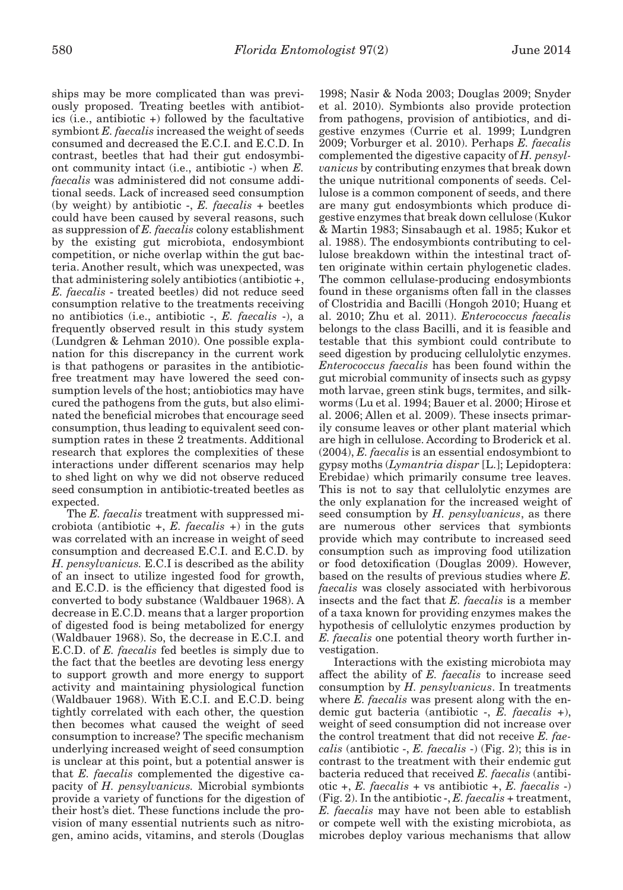ships may be more complicated than was previously proposed. Treating beetles with antibiotics (i.e., antibiotic +) followed by the facultative symbiont *E. faecalis* increased the weight of seeds consumed and decreased the E.C.I. and E.C.D. In contrast, beetles that had their gut endosymbiont community intact (i.e., antibiotic -) when *E. faecalis* was administered did not consume additional seeds. Lack of increased seed consumption (by weight) by antibiotic -, *E. faecalis* + beetles could have been caused by several reasons, such as suppression of *E. faecalis* colony establishment by the existing gut microbiota, endosymbiont competition, or niche overlap within the gut bacteria. Another result, which was unexpected, was that administering solely antibiotics (antibiotic +, *E. faecalis* - treated beetles) did not reduce seed consumption relative to the treatments receiving no antibiotics (i.e., antibiotic -, *E. faecalis* -), a frequently observed result in this study system (Lundgren & Lehman 2010). One possible explanation for this discrepancy in the current work is that pathogens or parasites in the antibiotic-free treatment may have lowered the seed consumption levels of the host; antiobiotics may have cured the pathogens from the guts, but also eliminated the beneficial microbes that encourage seed consumption, thus leading to equivalent seed consumption rates in these 2 treatments. Additional research that explores the complexities of these interactions under different scenarios may help to shed light on why we did not observe reduced seed consumption in antibiotic-treated beetles as expected.

The *E. faecalis* treatment with suppressed microbiota (antibiotic +, *E. faecalis* +) in the guts was correlated with an increase in weight of seed consumption and decreased E.C.I. and E.C.D. by *H. pensylvanicus.* E.C.I is described as the ability of an insect to utilize ingested food for growth, and E.C.D. is the efficiency that digested food is converted to body substance (Waldbauer 1968). A decrease in E.C.D. means that a larger proportion of digested food is being metabolized for energy (Waldbauer 1968). So, the decrease in E.C.I. and E.C.D. of *E. faecalis* fed beetles is simply due to the fact that the beetles are devoting less energy to support growth and more energy to support activity and maintaining physiological function (Waldbauer 1968). With E.C.I. and E.C.D. being tightly correlated with each other, the question then becomes what caused the weight of seed consumption to increase? The specific mechanism underlying increased weight of seed consumption is unclear at this point, but a potential answer is that *E. faecalis* complemented the digestive capacity of *H. pensylvanicus.* Microbial symbionts provide a variety of functions for the digestion of their host's diet. These functions include the provision of many essential nutrients such as nitrogen, amino acids, vitamins, and sterols (Douglas 1998; Nasir & Noda 2003; Douglas 2009; Snyder et al. 2010). Symbionts also provide protection from pathogens, provision of antibiotics, and digestive enzymes (Currie et al. 1999; Lundgren 2009; Vorburger et al. 2010). Perhaps *E. faecalis* complemented the digestive capacity of *H. pensylvanicus* by contributing enzymes that break down the unique nutritional components of seeds. Cellulose is a common component of seeds, and there are many gut endosymbionts which produce digestive enzymes that break down cellulose (Kukor & Martin 1983; Sinsabaugh et al. 1985; Kukor et al. 1988). The endosymbionts contributing to cellulose breakdown within the intestinal tract often originate within certain phylogenetic clades. The common cellulase-producing endosymbionts found in these organisms often fall in the classes of Clostridia and Bacilli (Hongoh 2010; Huang et al. 2010; Zhu et al. 2011). *Enterococcus faecalis* belongs to the class Bacilli, and it is feasible and testable that this symbiont could contribute to seed digestion by producing cellulolytic enzymes. *Enterococcus faecalis* has been found within the gut microbial community of insects such as gypsy moth larvae, green stink bugs, termites, and silkworms (Lu et al. 1994; Bauer et al. 2000; Hirose et al. 2006; Allen et al. 2009). These insects primarily consume leaves or other plant material which are high in cellulose. According to Broderick et al. (2004), *E. faecalis* is an essential endosymbiont to gypsy moths (*Lymantria dispar* [L.]; Lepidoptera: Erebidae) which primarily consume tree leaves. This is not to say that cellulolytic enzymes are the only explanation for the increased weight of seed consumption by *H. pensylvanicus*, as there are numerous other services that symbionts provide which may contribute to increased seed consumption such as improving food utilization or food detoxification (Douglas 2009). However, based on the results of previous studies where *E. faecalis* was closely associated with herbivorous insects and the fact that *E. faecalis* is a member of a taxa known for providing enzymes makes the hypothesis of cellulolytic enzymes production by *E. faecalis* one potential theory worth further investigation.

Interactions with the existing microbiota may affect the ability of *E. faecalis* to increase seed consumption by *H. pensylvanicus*. In treatments where *E. faecalis* was present along with the endemic gut bacteria (antibiotic -, *E. faecalis* +), weight of seed consumption did not increase over the control treatment that did not receive *E. faecalis* (antibiotic -, *E. faecalis* -) (Fig. 2); this is in contrast to the treatment with their endemic gut bacteria reduced that received *E. faecalis* (antibiotic +, *E. faecalis* + vs antibiotic +, *E. faecalis* -) (Fig. 2). In the antibiotic -, *E. faecalis* + treatment, *E. faecalis* may have not been able to establish or compete well with the existing microbiota, as microbes deploy various mechanisms that allow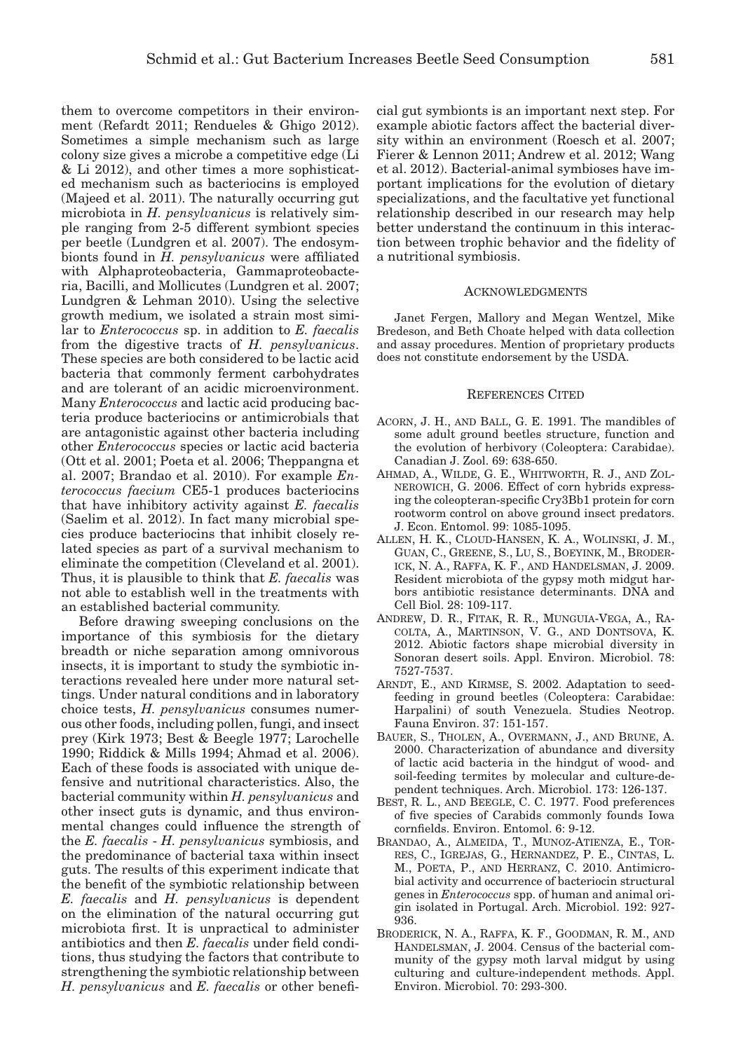them to overcome competitors in their environment (Refardt 2011; Rendueles & Ghigo 2012). Sometimes a simple mechanism such as large colony size gives a microbe a competitive edge (Li & Li 2012), and other times a more sophisticated mechanism such as bacteriocins is employed (Majeed et al. 2011). The naturally occurring gut microbiota in *H. pensylvanicus* is relatively simple ranging from 2-5 different symbiont species per beetle (Lundgren et al. 2007). The endosymbionts found in *H. pensylvanicus* were affiliated with Alphaproteobacteria, Gammaproteobacteria, Bacilli, and Mollicutes (Lundgren et al. 2007; Lundgren & Lehman 2010). Using the selective growth medium, we isolated a strain most similar to *Enterococcus* sp. in addition to *E. faecalis* from the digestive tracts of *H. pensylvanicus*. These species are both considered to be lactic acid bacteria that commonly ferment carbohydrates and are tolerant of an acidic microenvironment. Many *Enterococcus* and lactic acid producing bacteria produce bacteriocins or antimicrobials that are antagonistic against other bacteria including other *Enterococcus* species or lactic acid bacteria (Ott et al. 2001; Poeta et al. 2006; Theppangna et al. 2007; Brandao et al. 2010). For example *Enterococcus faecium* CE5-1 produces bacteriocins that have inhibitory activity against *E. faecalis* (Saelim et al. 2012). In fact many microbial species produce bacteriocins that inhibit closely related species as part of a survival mechanism to eliminate the competition (Cleveland et al. 2001). Thus, it is plausible to think that *E. faecalis* was not able to establish well in the treatments with an established bacterial community.

Before drawing sweeping conclusions on the importance of this symbiosis for the dietary breadth or niche separation among omnivorous insects, it is important to study the symbiotic interactions revealed here under more natural settings. Under natural conditions and in laboratory choice tests, *H. pensylvanicus* consumes numerous other foods, including pollen, fungi, and insect prey (Kirk 1973; Best & Beegle 1977; Larochelle 1990; Riddick & Mills 1994; Ahmad et al. 2006). Each of these foods is associated with unique defensive and nutritional characteristics. Also, the bacterial community within *H. pensylvanicus* and other insect guts is dynamic, and thus environmental changes could influence the strength of the *E. faecalis* - *H. pensylvanicus* symbiosis, and the predominance of bacterial taxa within insect guts. The results of this experiment indicate that the benefit of the symbiotic relationship between *E. faecalis* and *H. pensylvanicus* is dependent on the elimination of the natural occurring gut microbiota first. It is unpractical to administer antibiotics and then *E. faecalis* under field conditions, thus studying the factors that contribute to strengthening the symbiotic relationship between *H. pensylvanicus* and *E. faecalis* or other beneficial gut symbionts is an important next step. For example abiotic factors affect the bacterial diversity within an environment (Roesch et al. 2007; Fierer & Lennon 2011; Andrew et al. 2012; Wang et al. 2012). Bacterial-animal symbioses have important implications for the evolution of dietary specializations, and the facultative yet functional relationship described in our research may help better understand the continuum in this interaction between trophic behavior and the fidelity of a nutritional symbiosis.

## Acknowledgments

Janet Fergen, Mallory and Megan Wentzel, Mike Bredeson, and Beth Choate helped with data collection and assay procedures. Mention of proprietary products does not constitute endorsement by the USDA.

## References Cited

Acorn, J. H., and Ball, G. E. 1991. The mandibles of some adult ground beetles structure, function and the evolution of herbivory (Coleoptera: Carabidae). Canadian J. Zool. 69: 638-650.

Ahmad, A., Wilde, G. E., Whitworth, R. J., and Zolnerowich, G. 2006. Effect of corn hybrids expressing the coleopteran-specific Cry3Bb1 protein for corn rootworm control on above ground insect predators. J. Econ. Entomol. 99: 1085-1095.

Allen, H. K., Cloud-Hansen, K. A., Wolinski, J. M., Guan, C., Greene, S., Lu, S., Boeyink, M., Broderick, N. A., Raffa, K. F., and Handelsman, J. 2009. Resident microbiota of the gypsy moth midgut harbors antibiotic resistance determinants. DNA and Cell Biol. 28: 109-117.

Andrew, D. R., Fitak, R. R., Munguia-Vega, A., Racolta, A., Martinson, V. G., and Dontsova, K. 2012. Abiotic factors shape microbial diversity in Sonoran desert soils. Appl. Environ. Microbiol. 78: 7527-7537.

Arndt, E., and Kirmse, S. 2002. Adaptation to seed-feeding in ground beetles (Coleoptera: Carabidae: Harpalini) of south Venezuela. Studies Neotrop. Fauna Environ. 37: 151-157.

Bauer, S., Tholen, A., Overmann, J., and Brune, A. 2000. Characterization of abundance and diversity of lactic acid bacteria in the hindgut of wood- and soil-feeding termites by molecular and culture-dependent techniques. Arch. Microbiol. 173: 126-137.

Best, R. L., and Beegle, C. C. 1977. Food preferences of five species of Carabids commonly founds Iowa cornfields. Environ. Entomol. 6: 9-12.

Brandao, A., Almeida, T., Munoz-Atienza, E., Torres, C., Igrejas, G., Hernandez, P. E., Cintas, L. M., Poeta, P., and Herranz, C. 2010. Antimicrobial activity and occurrence of bacteriocin structural genes in *Enterococcus* spp. of human and animal origin isolated in Portugal. Arch. Microbiol. 192: 927-936.

Broderick, N. A., Raffa, K. F., Goodman, R. M., and Handelsman, J. 2004. Census of the bacterial community of the gypsy moth larval midgut by using culturing and culture-independent methods. Appl. Environ. Microbiol. 70: 293-300.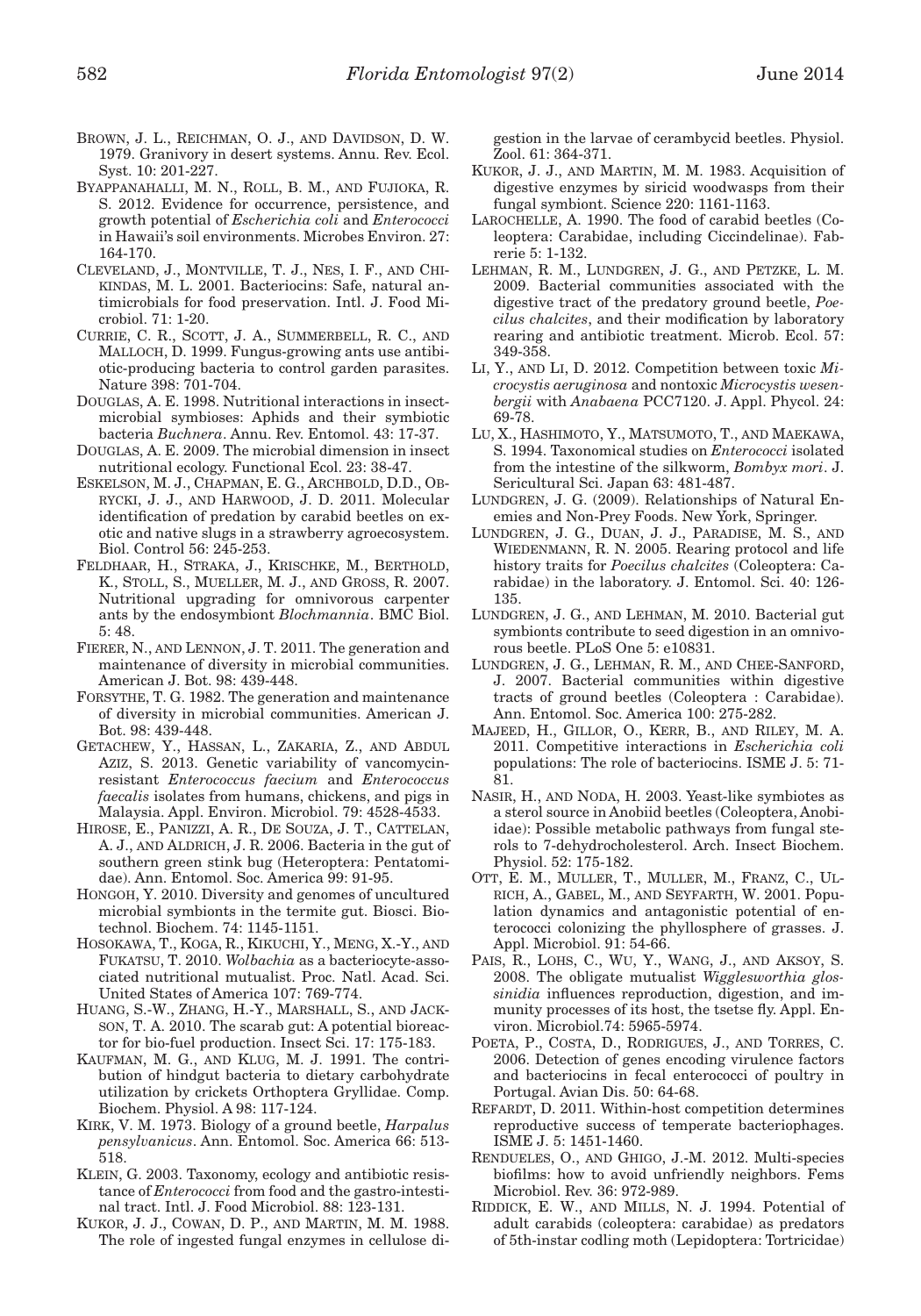BROWN, J. L., REICHMAN, O. J., AND DAVIDSON, D. W. 1979. Granivory in desert systems. Annu. Rev. Ecol. Syst. 10: 201-227.

BYAPPANAHALLI, M. N., ROLL, B. M., AND FUJIOKA, R. S. 2012. Evidence for occurrence, persistence, and growth potential of *Escherichia coli* and *Enterococci* in Hawaii's soil environments. Microbes Environ. 27: 164-170.

CLEVELAND, J., MONTVILLE, T. J., NES, I. F., AND CHIKINDAS, M. L. 2001. Bacteriocins: Safe, natural antimicrobials for food preservation. Intl. J. Food Microbiol. 71: 1-20.

CURRIE, C. R., SCOTT, J. A., SUMMERBELL, R. C., AND MALLOCH, D. 1999. Fungus-growing ants use antibiotic-producing bacteria to control garden parasites. Nature 398: 701-704.

DOUGLAS, A. E. 1998. Nutritional interactions in insect-microbial symbioses: Aphids and their symbiotic bacteria *Buchnera*. Annu. Rev. Entomol. 43: 17-37.

DOUGLAS, A. E. 2009. The microbial dimension in insect nutritional ecology. Functional Ecol. 23: 38-47.

ESKELSON, M. J., CHAPMAN, E. G., ARCHBOLD, D.D., OBRYCKI, J. J., AND HARWOOD, J. D. 2011. Molecular identification of predation by carabid beetles on exotic and native slugs in a strawberry agroecosystem. Biol. Control 56: 245-253.

FELDHAAR, H., STRAKA, J., KRISCHKE, M., BERTHOLD, K., STOLL, S., MUELLER, M. J., AND GROSS, R. 2007. Nutritional upgrading for omnivorous carpenter ants by the endosymbiont *Blochmannia*. BMC Biol. 5: 48.

FIERER, N., AND LENNON, J. T. 2011. The generation and maintenance of diversity in microbial communities. American J. Bot. 98: 439-448.

FORSYTHE, T. G. 1982. The generation and maintenance of diversity in microbial communities. American J. Bot. 98: 439-448.

GETACHEW, Y., HASSAN, L., ZAKARIA, Z., AND ABDUL AZIZ, S. 2013. Genetic variability of vancomycin-resistant *Enterococcus faecium* and *Enterococcus faecalis* isolates from humans, chickens, and pigs in Malaysia. Appl. Environ. Microbiol. 79: 4528-4533.

HIROSE, E., PANIZZI, A. R., DE SOUZA, J. T., CATTELAN, A. J., AND ALDRICH, J. R. 2006. Bacteria in the gut of southern green stink bug (Heteroptera: Pentatomidae). Ann. Entomol. Soc. America 99: 91-95.

HONGOH, Y. 2010. Diversity and genomes of uncultured microbial symbionts in the termite gut. Biosci. Biotechnol. Biochem. 74: 1145-1151.

HOSOKAWA, T., KOGA, R., KIKUCHI, Y., MENG, X.-Y., AND FUKATSU, T. 2010. *Wolbachia* as a bacteriocyte-associated nutritional mutualist. Proc. Natl. Acad. Sci. United States of America 107: 769-774.

HUANG, S.-W., ZHANG, H.-Y., MARSHALL, S., AND JACKSON, T. A. 2010. The scarab gut: A potential bioreactor for bio-fuel production. Insect Sci. 17: 175-183.

KAUFMAN, M. G., AND KLUG, M. J. 1991. The contribution of hindgut bacteria to dietary carbohydrate utilization by crickets Orthoptera Gryllidae. Comp. Biochem. Physiol. A 98: 117-124.

KIRK, V. M. 1973. Biology of a ground beetle, *Harpalus pensylvanicus*. Ann. Entomol. Soc. America 66: 513-518.

KLEIN, G. 2003. Taxonomy, ecology and antibiotic resistance of *Enterococci* from food and the gastro-intestinal tract. Intl. J. Food Microbiol. 88: 123-131.

KUKOR, J. J., COWAN, D. P., AND MARTIN, M. M. 1988. The role of ingested fungal enzymes in cellulose digestion in the larvae of cerambycid beetles. Physiol. Zool. 61: 364-371.

KUKOR, J. J., AND MARTIN, M. M. 1983. Acquisition of digestive enzymes by siricid woodwasps from their fungal symbiont. Science 220: 1161-1163.

LAROCHELLE, A. 1990. The food of carabid beetles (Coleoptera: Carabidae, including Ciccindelinae). Fabrerie 5: 1-132.

LEHMAN, R. M., LUNDGREN, J. G., AND PETZKE, L. M. 2009. Bacterial communities associated with the digestive tract of the predatory ground beetle, *Poecilus chalcites*, and their modification by laboratory rearing and antibiotic treatment. Microb. Ecol. 57: 349-358.

LI, Y., AND LI, D. 2012. Competition between toxic *Microcystis aeruginosa* and nontoxic *Microcystis wesenbergii* with *Anabaena* PCC7120. J. Appl. Phycol. 24: 69-78.

LU, X., HASHIMOTO, Y., MATSUMOTO, T., AND MAEKAWA, S. 1994. Taxonomical studies on *Enterococci* isolated from the intestine of the silkworm, *Bombyx mori*. J. Sericultural Sci. Japan 63: 481-487.

LUNDGREN, J. G. (2009). Relationships of Natural Enemies and Non-Prey Foods. New York, Springer.

LUNDGREN, J. G., DUAN, J. J., PARADISE, M. S., AND WIEDENMANN, R. N. 2005. Rearing protocol and life history traits for *Poecilus chalcites* (Coleoptera: Carabidae) in the laboratory. J. Entomol. Sci. 40: 126-135.

LUNDGREN, J. G., AND LEHMAN, M. 2010. Bacterial gut symbionts contribute to seed digestion in an omnivorous beetle. PLoS One 5: e10831.

LUNDGREN, J. G., LEHMAN, R. M., AND CHEE-SANFORD, J. 2007. Bacterial communities within digestive tracts of ground beetles (Coleoptera : Carabidae). Ann. Entomol. Soc. America 100: 275-282.

MAJEED, H., GILLOR, O., KERR, B., AND RILEY, M. A. 2011. Competitive interactions in *Escherichia coli* populations: The role of bacteriocins. ISME J. 5: 71-81.

NASIR, H., AND NODA, H. 2003. Yeast-like symbiotes as a sterol source in Anobiid beetles (Coleoptera, Anobiidae): Possible metabolic pathways from fungal sterols to 7-dehydrocholesterol. Arch. Insect Biochem. Physiol. 52: 175-182.

OTT, E. M., MULLER, T., MULLER, M., FRANZ, C., ULRICH, A., GABEL, M., AND SEYFARTH, W. 2001. Population dynamics and antagonistic potential of enterococci colonizing the phyllosphere of grasses. J. Appl. Microbiol. 91: 54-66.

PAIS, R., LOHS, C., WU, Y., WANG, J., AND AKSOY, S. 2008. The obligate mutualist *Wigglesworthia glossinidia* influences reproduction, digestion, and immunity processes of its host, the tsetse fly. Appl. Environ. Microbiol.74: 5965-5974.

POETA, P., COSTA, D., RODRIGUES, J., AND TORRES, C. 2006. Detection of genes encoding virulence factors and bacteriocins in fecal enterococci of poultry in Portugal. Avian Dis. 50: 64-68.

REFARDT, D. 2011. Within-host competition determines reproductive success of temperate bacteriophages. ISME J. 5: 1451-1460.

RENDUELES, O., AND GHIGO, J.-M. 2012. Multi-species biofilms: how to avoid unfriendly neighbors. Fems Microbiol. Rev. 36: 972-989.

RIDDICK, E. W., AND MILLS, N. J. 1994. Potential of adult carabids (coleoptera: carabidae) as predators of 5th-instar codling moth (Lepidoptera: Tortricidae)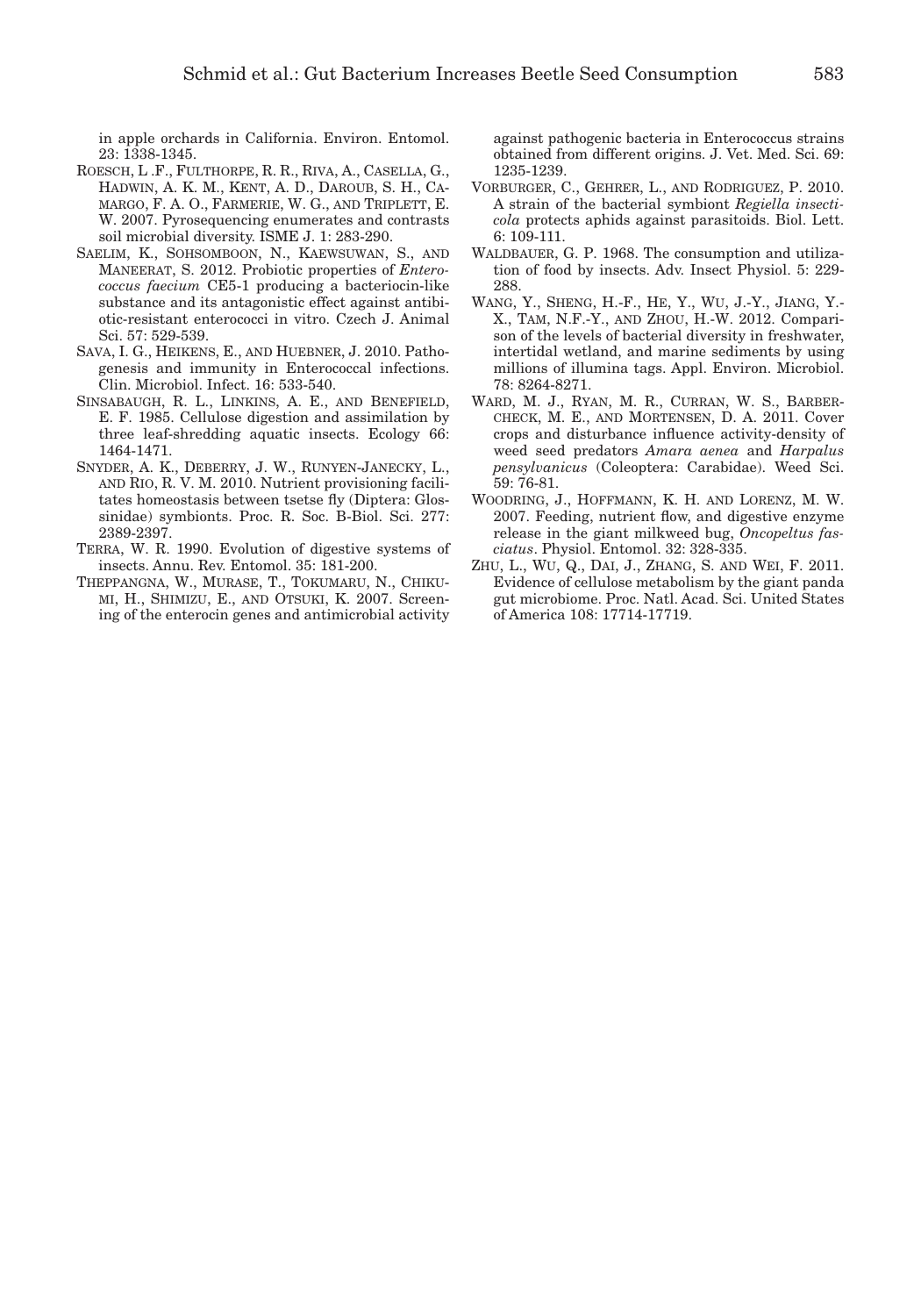in apple orchards in California. Environ. Entomol. 23: 1338-1345.

Roesch, L .F., Fulthorpe, R. R., Riva, A., Casella, G., Hadwin, A. K. M., Kent, A. D., Daroub, S. H., Camargo, F. A. O., Farmerie, W. G., and Triplett, E. W. 2007. Pyrosequencing enumerates and contrasts soil microbial diversity. ISME J. 1: 283-290.

Saelim, K., Sohsomboon, N., Kaewsuwan, S., and Maneerat, S. 2012. Probiotic properties of *Enterococcus faecium* CE5-1 producing a bacteriocin-like substance and its antagonistic effect against antibiotic-resistant enterococci in vitro. Czech J. Animal Sci. 57: 529-539.

Sava, I. G., Heikens, E., and Huebner, J. 2010. Pathogenesis and immunity in Enterococcal infections. Clin. Microbiol. Infect. 16: 533-540.

Sinsabaugh, R. L., Linkins, A. E., and Benefield, E. F. 1985. Cellulose digestion and assimilation by three leaf-shredding aquatic insects. Ecology 66: 1464-1471.

Snyder, A. K., Deberry, J. W., Runyen-Janecky, L., and Rio, R. V. M. 2010. Nutrient provisioning facilitates homeostasis between tsetse fly (Diptera: Glossinidae) symbionts. Proc. R. Soc. B-Biol. Sci. 277: 2389-2397.

Terra, W. R. 1990. Evolution of digestive systems of insects. Annu. Rev. Entomol. 35: 181-200.

Theppangna, W., Murase, T., Tokumaru, N., Chikumi, H., Shimizu, E., and Otsuki, K. 2007. Screening of the enterocin genes and antimicrobial activity against pathogenic bacteria in Enterococcus strains obtained from different origins. J. Vet. Med. Sci. 69: 1235-1239.

Vorburger, C., Gehrer, L., and Rodriguez, P. 2010. A strain of the bacterial symbiont *Regiella insecticola* protects aphids against parasitoids. Biol. Lett. 6: 109-111.

Waldbauer, G. P. 1968. The consumption and utilization of food by insects. Adv. Insect Physiol. 5: 229-288.

Wang, Y., Sheng, H.-F., He, Y., Wu, J.-Y., Jiang, Y.-X., Tam, N.F.-Y., and Zhou, H.-W. 2012. Comparison of the levels of bacterial diversity in freshwater, intertidal wetland, and marine sediments by using millions of illumina tags. Appl. Environ. Microbiol. 78: 8264-8271.

Ward, M. J., Ryan, M. R., Curran, W. S., Barbercheck, M. E., and Mortensen, D. A. 2011. Cover crops and disturbance influence activity-density of weed seed predators *Amara aenea* and *Harpalus pensylvanicus* (Coleoptera: Carabidae). Weed Sci. 59: 76-81.

Woodring, J., Hoffmann, K. H. and Lorenz, M. W. 2007. Feeding, nutrient flow, and digestive enzyme release in the giant milkweed bug, *Oncopeltus fasciatus*. Physiol. Entomol. 32: 328-335.

Zhu, L., Wu, Q., Dai, J., Zhang, S. and Wei, F. 2011. Evidence of cellulose metabolism by the giant panda gut microbiome. Proc. Natl. Acad. Sci. United States of America 108: 17714-17719.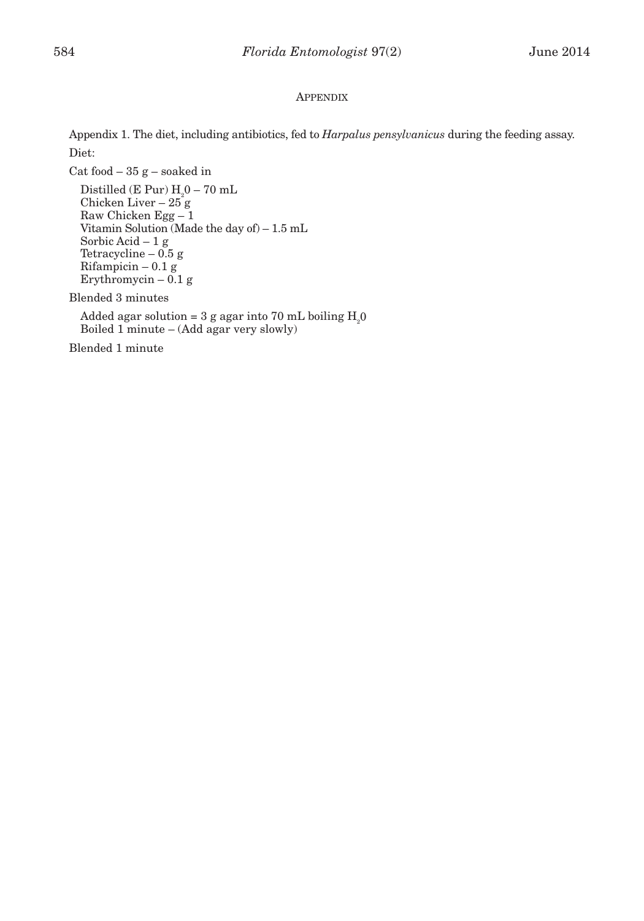## Appendix

Appendix 1. The diet, including antibiotics, fed to *Harpalus pensylvanicus* during the feeding assay.

Diet:

Cat food – 35 g – soaked in

- Distilled (E Pur) $H_20$ – 70 mL
- Chicken Liver – 25 g
- Raw Chicken Egg – 1
- Vitamin Solution (Made the day of) – 1.5 mL
- Sorbic Acid – 1 g
- Tetracycline – 0.5 g
- Rifampicin – 0.1 g
- Erythromycin – 0.1 g

Blended 3 minutes

- Added agar solution = 3 g agar into 70 mL boiling $H_20$
- Boiled 1 minute – (Add agar very slowly)

Blended 1 minute